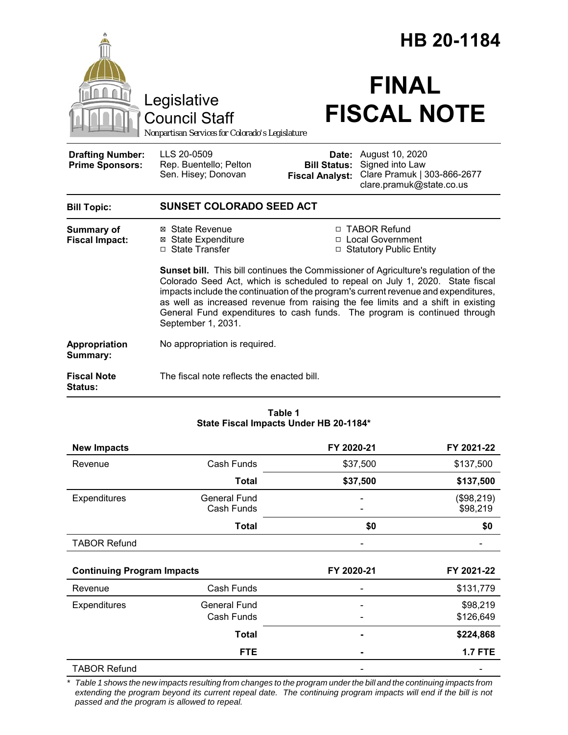# HB 20-1184

Legislative Council Staff

*Nonpartisan Services for Colorado's Legislature*

# FINAL FISCAL NOTE

| | | | |
|---|---|---|---|
| **Drafting Number:** | LLS 20-0509 | **Date:** | August 10, 2020 |
| **Prime Sponsors:** | Rep. Buentello; Pelton<br>Sen. Hisey; Donovan | **Bill Status:** | Signed into Law |
| | | **Fiscal Analyst:** | Clare Pramuk \| 303-866-2677<br>clare.pramuk@state.co.us |

**Bill Topic:** **SUNSET COLORADO SEED ACT**

**Summary of Fiscal Impact:**

- ☒ State Revenue
- ☒ State Expenditure
- ☐ State Transfer
- ☐ TABOR Refund
- ☐ Local Government
- ☐ Statutory Public Entity

**Sunset bill.** This bill continues the Commissioner of Agriculture's regulation of the Colorado Seed Act, which is scheduled to repeal on July 1, 2020. State fiscal impacts include the continuation of the program's current revenue and expenditures, as well as increased revenue from raising the fee limits and a shift in existing General Fund expenditures to cash funds. The program is continued through September 1, 2031.

**Appropriation Summary:** No appropriation is required.

**Fiscal Note Status:** The fiscal note reflects the enacted bill.

**Table 1**
**State Fiscal Impacts Under HB 20-1184***

| **New Impacts** | | **FY 2020-21** | **FY 2021-22** |
|---|---|---|---|
| Revenue | Cash Funds | $37,500 | $137,500 |
| | **Total** | **$37,500** | **$137,500** |
| Expenditures | General Fund<br>Cash Funds | -<br>- | ($98,219)<br>$98,219 |
| | **Total** | **$0** | **$0** |
| TABOR Refund | | - | - |
| **Continuing Program Impacts** | | **FY 2020-21** | **FY 2021-22** |
| Revenue | Cash Funds | - | $131,779 |
| Expenditures | General Fund<br>Cash Funds | -<br>- | $98,219<br>$126,649 |
| | **Total** | **-** | **$224,868** |
| | **FTE** | **-** | **1.7 FTE** |
| TABOR Refund | | - | - |

*\* Table 1 shows the new impacts resulting from changes to the program under the bill and the continuing impacts from extending the program beyond its current repeal date. The continuing program impacts will end if the bill is not passed and the program is allowed to repeal.*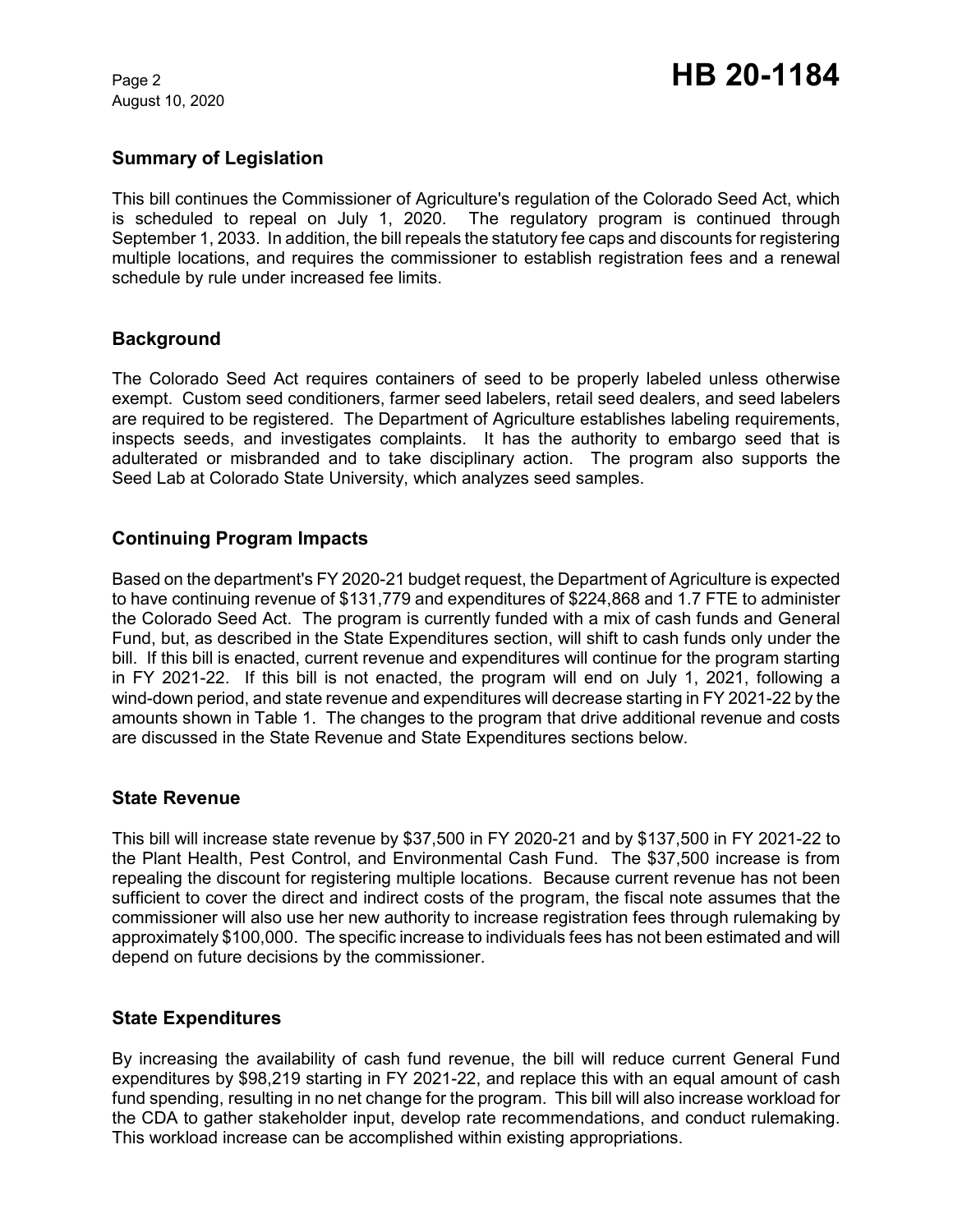## Summary of Legislation

This bill continues the Commissioner of Agriculture's regulation of the Colorado Seed Act, which is scheduled to repeal on July 1, 2020. The regulatory program is continued through September 1, 2033. In addition, the bill repeals the statutory fee caps and discounts for registering multiple locations, and requires the commissioner to establish registration fees and a renewal schedule by rule under increased fee limits.

## Background

The Colorado Seed Act requires containers of seed to be properly labeled unless otherwise exempt. Custom seed conditioners, farmer seed labelers, retail seed dealers, and seed labelers are required to be registered. The Department of Agriculture establishes labeling requirements, inspects seeds, and investigates complaints. It has the authority to embargo seed that is adulterated or misbranded and to take disciplinary action. The program also supports the Seed Lab at Colorado State University, which analyzes seed samples.

## Continuing Program Impacts

Based on the department's FY 2020-21 budget request, the Department of Agriculture is expected to have continuing revenue of $131,779 and expenditures of $224,868 and 1.7 FTE to administer the Colorado Seed Act. The program is currently funded with a mix of cash funds and General Fund, but, as described in the State Expenditures section, will shift to cash funds only under the bill. If this bill is enacted, current revenue and expenditures will continue for the program starting in FY 2021-22. If this bill is not enacted, the program will end on July 1, 2021, following a wind-down period, and state revenue and expenditures will decrease starting in FY 2021-22 by the amounts shown in Table 1. The changes to the program that drive additional revenue and costs are discussed in the State Revenue and State Expenditures sections below.

## State Revenue

This bill will increase state revenue by $37,500 in FY 2020-21 and by $137,500 in FY 2021-22 to the Plant Health, Pest Control, and Environmental Cash Fund. The $37,500 increase is from repealing the discount for registering multiple locations. Because current revenue has not been sufficient to cover the direct and indirect costs of the program, the fiscal note assumes that the commissioner will also use her new authority to increase registration fees through rulemaking by approximately $100,000. The specific increase to individuals fees has not been estimated and will depend on future decisions by the commissioner.

## State Expenditures

By increasing the availability of cash fund revenue, the bill will reduce current General Fund expenditures by $98,219 starting in FY 2021-22, and replace this with an equal amount of cash fund spending, resulting in no net change for the program. This bill will also increase workload for the CDA to gather stakeholder input, develop rate recommendations, and conduct rulemaking. This workload increase can be accomplished within existing appropriations.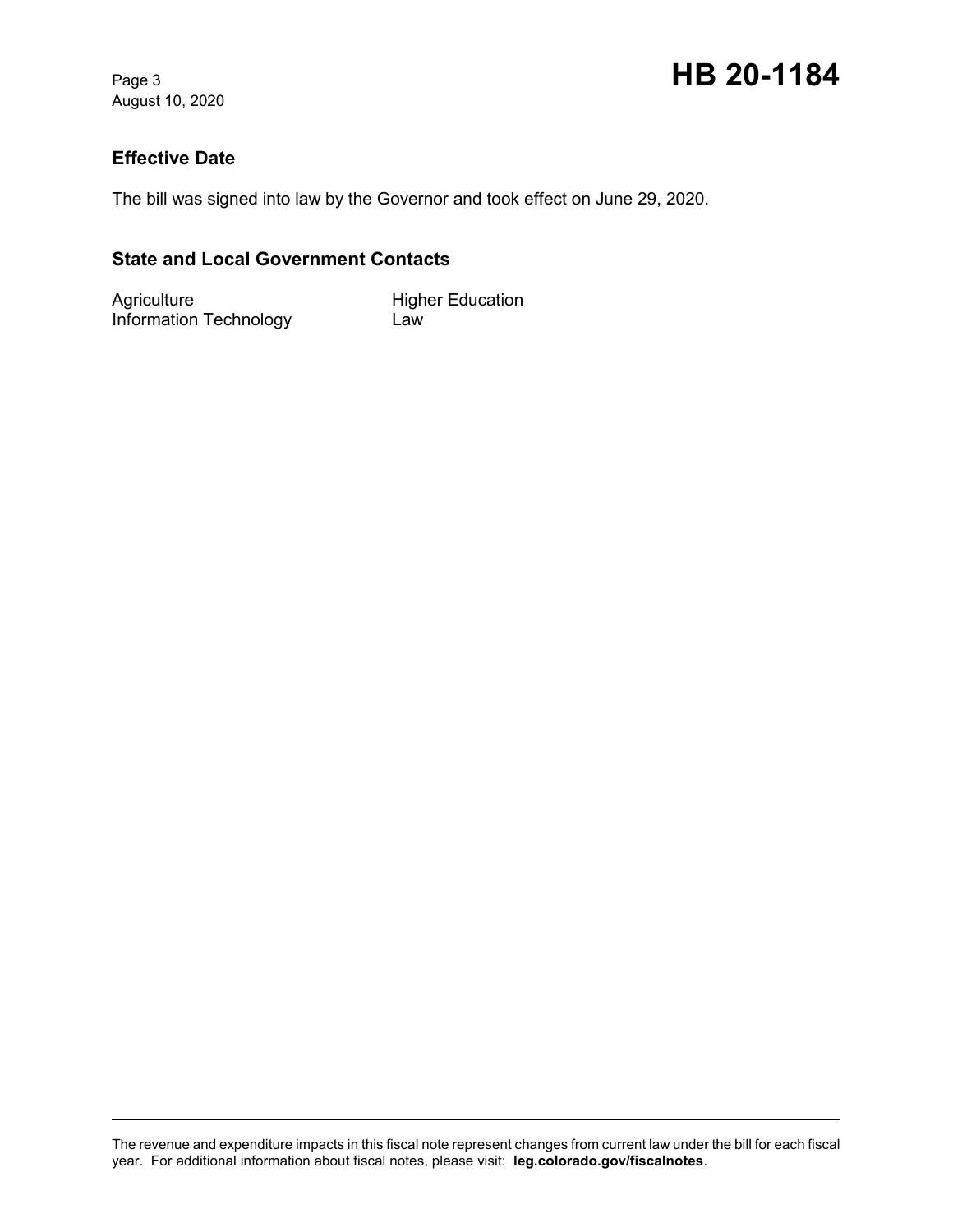## Effective Date

The bill was signed into law by the Governor and took effect on June 29, 2020.

## State and Local Government Contacts

| | |
|---|---|
| Agriculture | Higher Education |
| Information Technology | Law |

The revenue and expenditure impacts in this fiscal note represent changes from current law under the bill for each fiscal year. For additional information about fiscal notes, please visit: **leg.colorado.gov/fiscalnotes**.